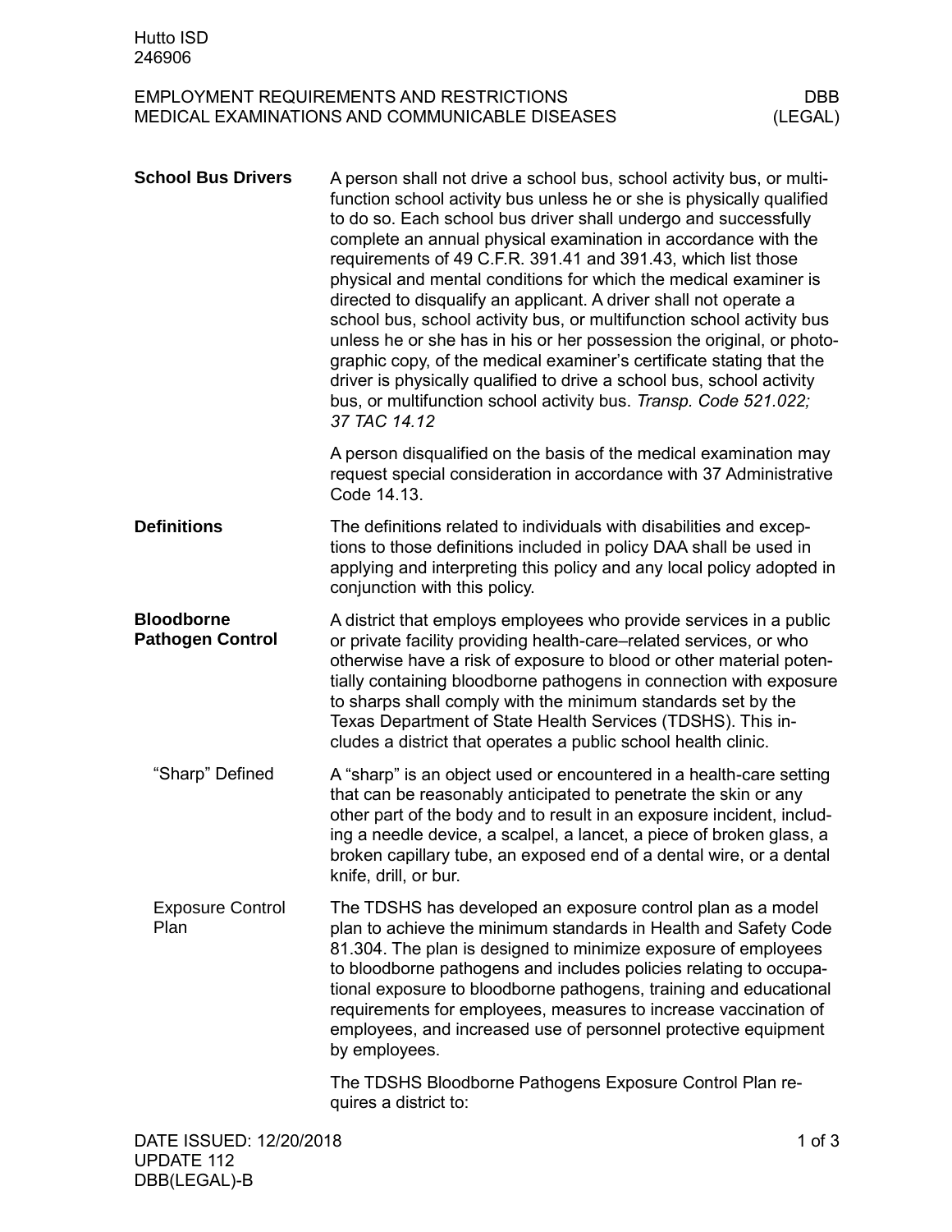Hutto ISD
246906

EMPLOYMENT REQUIREMENTS AND RESTRICTIONS
MEDICAL EXAMINATIONS AND COMMUNICABLE DISEASES

DBB
(LEGAL)

## School Bus Drivers

A person shall not drive a school bus, school activity bus, or multifunction school activity bus unless he or she is physically qualified to do so. Each school bus driver shall undergo and successfully complete an annual physical examination in accordance with the requirements of 49 C.F.R. 391.41 and 391.43, which list those physical and mental conditions for which the medical examiner is directed to disqualify an applicant. A driver shall not operate a school bus, school activity bus, or multifunction school activity bus unless he or she has in his or her possession the original, or photographic copy, of the medical examiner's certificate stating that the driver is physically qualified to drive a school bus, school activity bus, or multifunction school activity bus. *Transp. Code 521.022; 37 TAC 14.12*

A person disqualified on the basis of the medical examination may request special consideration in accordance with 37 Administrative Code 14.13.

## Definitions

The definitions related to individuals with disabilities and exceptions to those definitions included in policy DAA shall be used in applying and interpreting this policy and any local policy adopted in conjunction with this policy.

## Bloodborne Pathogen Control

A district that employs employees who provide services in a public or private facility providing health-care–related services, or who otherwise have a risk of exposure to blood or other material potentially containing bloodborne pathogens in connection with exposure to sharps shall comply with the minimum standards set by the Texas Department of State Health Services (TDSHS). This includes a district that operates a public school health clinic.

### "Sharp" Defined

A "sharp" is an object used or encountered in a health-care setting that can be reasonably anticipated to penetrate the skin or any other part of the body and to result in an exposure incident, including a needle device, a scalpel, a lancet, a piece of broken glass, a broken capillary tube, an exposed end of a dental wire, or a dental knife, drill, or bur.

### Exposure Control Plan

The TDSHS has developed an exposure control plan as a model plan to achieve the minimum standards in Health and Safety Code 81.304. The plan is designed to minimize exposure of employees to bloodborne pathogens and includes policies relating to occupational exposure to bloodborne pathogens, training and educational requirements for employees, measures to increase vaccination of employees, and increased use of personnel protective equipment by employees.

The TDSHS Bloodborne Pathogens Exposure Control Plan requires a district to:

DATE ISSUED: 12/20/2018
UPDATE 112
DBB(LEGAL)-B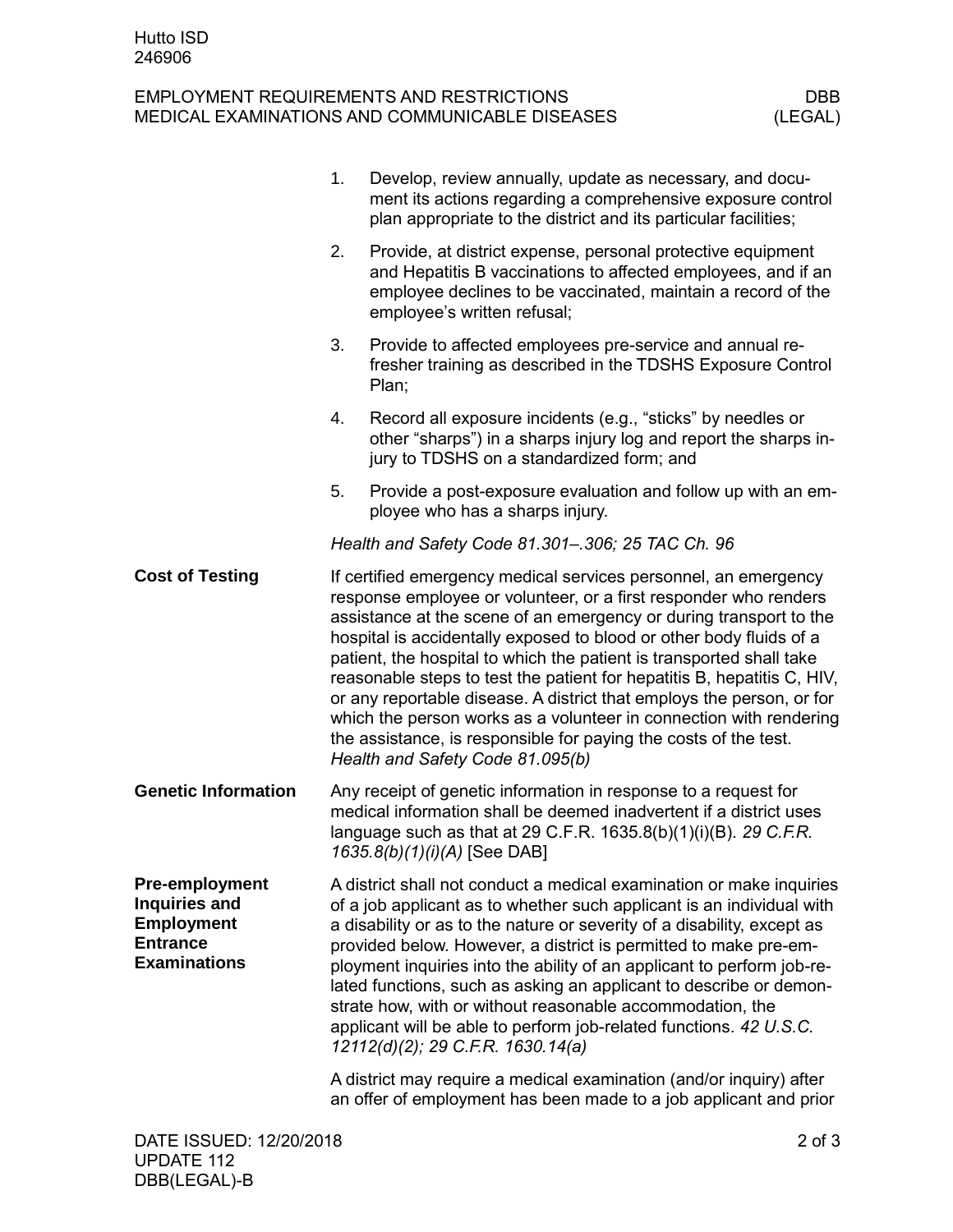1. Develop, review annually, update as necessary, and document its actions regarding a comprehensive exposure control plan appropriate to the district and its particular facilities;
2. Provide, at district expense, personal protective equipment and Hepatitis B vaccinations to affected employees, and if an employee declines to be vaccinated, maintain a record of the employee's written refusal;
3. Provide to affected employees pre-service and annual refresher training as described in the TDSHS Exposure Control Plan;
4. Record all exposure incidents (e.g., "sticks" by needles or other "sharps") in a sharps injury log and report the sharps injury to TDSHS on a standardized form; and
5. Provide a post-exposure evaluation and follow up with an employee who has a sharps injury.

*Health and Safety Code 81.301–.306; 25 TAC Ch. 96*

## Cost of Testing

If certified emergency medical services personnel, an emergency response employee or volunteer, or a first responder who renders assistance at the scene of an emergency or during transport to the hospital is accidentally exposed to blood or other body fluids of a patient, the hospital to which the patient is transported shall take reasonable steps to test the patient for hepatitis B, hepatitis C, HIV, or any reportable disease. A district that employs the person, or for which the person works as a volunteer in connection with rendering the assistance, is responsible for paying the costs of the test. *Health and Safety Code 81.095(b)*

## Genetic Information

Any receipt of genetic information in response to a request for medical information shall be deemed inadvertent if a district uses language such as that at 29 C.F.R. 1635.8(b)(1)(i)(B). *29 C.F.R. 1635.8(b)(1)(i)(A)* [See DAB]

## Pre-employment Inquiries and Employment Entrance Examinations

A district shall not conduct a medical examination or make inquiries of a job applicant as to whether such applicant is an individual with a disability or as to the nature or severity of a disability, except as provided below. However, a district is permitted to make pre-employment inquiries into the ability of an applicant to perform job-related functions, such as asking an applicant to describe or demonstrate how, with or without reasonable accommodation, the applicant will be able to perform job-related functions. *42 U.S.C. 12112(d)(2); 29 C.F.R. 1630.14(a)*

A district may require a medical examination (and/or inquiry) after an offer of employment has been made to a job applicant and prior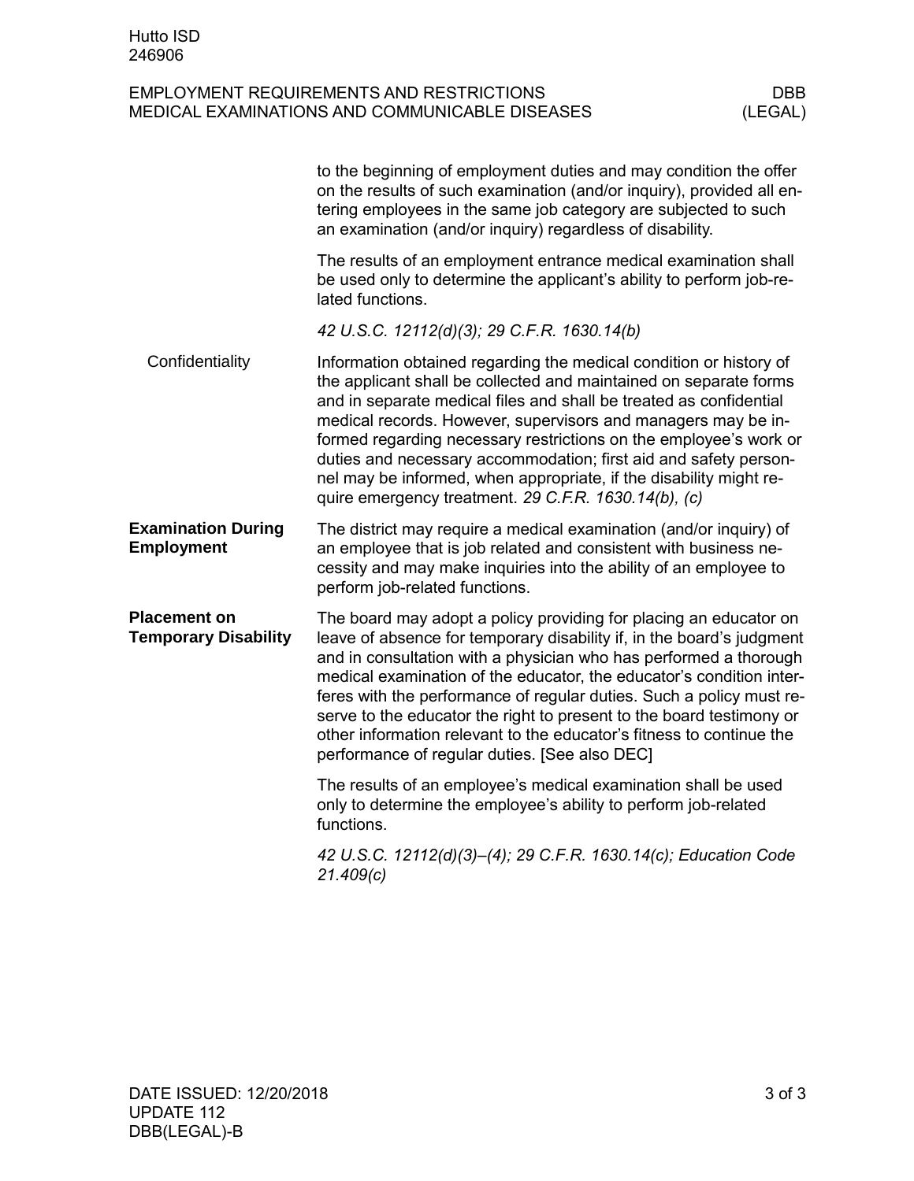to the beginning of employment duties and may condition the offer on the results of such examination (and/or inquiry), provided all entering employees in the same job category are subjected to such an examination (and/or inquiry) regardless of disability.

The results of an employment entrance medical examination shall be used only to determine the applicant's ability to perform job-related functions.

*42 U.S.C. 12112(d)(3); 29 C.F.R. 1630.14(b)*

### Confidentiality

Information obtained regarding the medical condition or history of the applicant shall be collected and maintained on separate forms and in separate medical files and shall be treated as confidential medical records. However, supervisors and managers may be informed regarding necessary restrictions on the employee's work or duties and necessary accommodation; first aid and safety personnel may be informed, when appropriate, if the disability might require emergency treatment. *29 C.F.R. 1630.14(b), (c)*

## Examination During Employment

The district may require a medical examination (and/or inquiry) of an employee that is job related and consistent with business necessity and may make inquiries into the ability of an employee to perform job-related functions.

## Placement on Temporary Disability

The board may adopt a policy providing for placing an educator on leave of absence for temporary disability if, in the board's judgment and in consultation with a physician who has performed a thorough medical examination of the educator, the educator's condition interferes with the performance of regular duties. Such a policy must reserve to the educator the right to present to the board testimony or other information relevant to the educator's fitness to continue the performance of regular duties. [See also DEC]

The results of an employee's medical examination shall be used only to determine the employee's ability to perform job-related functions.

*42 U.S.C. 12112(d)(3)–(4); 29 C.F.R. 1630.14(c); Education Code 21.409(c)*